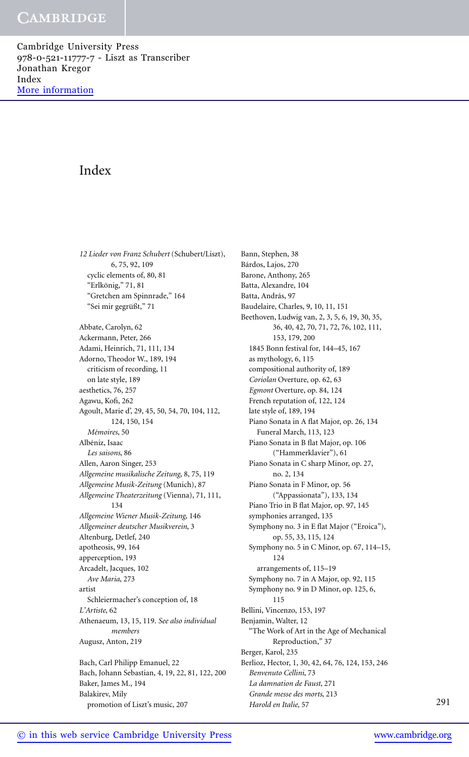# Index

*12 Lieder von Franz Schubert* (Schubert/Liszt), 6, 75, 92, 109
  cyclic elements of, 80, 81
  "Erlkönig," 71, 81
  "Gretchen am Spinnrade," 164
  "Sei mir gegrüßt," 71

Abbate, Carolyn, 62
Ackermann, Peter, 266
Adami, Heinrich, 71, 111, 134
Adorno, Theodor W., 189, 194
  criticism of recording, 11
  on late style, 189
aesthetics, 76, 257
Agawu, Kofi, 262
Agoult, Marie d', 29, 45, 50, 54, 70, 104, 112, 124, 150, 154
  *Mémoires*, 50
Albéniz, Isaac
  *Les saisons*, 86
Allen, Aaron Singer, 253
*Allgemeine musikalische Zeitung*, 8, 75, 119
*Allgemeine Musik-Zeitung* (Munich), 87
*Allgemeine Theaterzeitung* (Vienna), 71, 111, 134
*Allgemeine Wiener Musik-Zeitung*, 146
*Allgemeiner deutscher Musikverein*, 3
Altenburg, Detlef, 240
apotheosis, 99, 164
apperception, 193
Arcadelt, Jacques, 102
  *Ave Maria*, 273
artist
  Schleiermacher's conception of, 18
*L'Artiste*, 62
Athenaeum, 13, 15, 119. *See also individual members*
Augusz, Anton, 219

Bach, Carl Philipp Emanuel, 22
Bach, Johann Sebastian, 4, 19, 22, 81, 122, 200
Baker, James M., 194
Balakirev, Mily
  promotion of Liszt's music, 207
Bann, Stephen, 38
Bárdos, Lajos, 270
Barone, Anthony, 265
Batta, Alexandre, 104
Batta, András, 97
Baudelaire, Charles, 9, 10, 11, 151
Beethoven, Ludwig van, 2, 3, 5, 6, 19, 30, 35, 36, 40, 42, 70, 71, 72, 76, 102, 111, 153, 179, 200
  1845 Bonn festival for, 144–45, 167
  as mythology, 6, 115
  compositional authority of, 189
  *Coriolan* Overture, op. 62, 63
  *Egmont* Overture, op. 84, 124
  French reputation of, 122, 124
  late style of, 189, 194
  Piano Sonata in A flat Major, op. 26, 134
    Funeral March, 113, 123
  Piano Sonata in B flat Major, op. 106 ("Hammerklavier"), 61
  Piano Sonata in C sharp Minor, op. 27, no. 2, 134
  Piano Sonata in F Minor, op. 56 ("Appassionata"), 133, 134
  Piano Trio in B flat Major, op. 97, 145
  symphonies arranged, 135
  Symphony no. 3 in E flat Major ("Eroica"), op. 55, 33, 115, 124
  Symphony no. 5 in C Minor, op. 67, 114–15, 124
    arrangements of, 115–19
  Symphony no. 7 in A Major, op. 92, 115
  Symphony no. 9 in D Minor, op. 125, 6, 115
Bellini, Vincenzo, 153, 197
Benjamin, Walter, 12
  "The Work of Art in the Age of Mechanical Reproduction," 37
Berger, Karol, 235
Berlioz, Hector, 1, 30, 42, 64, 76, 124, 153, 246
  *Benvenuto Cellini*, 73
  *La damnation de Faust*, 271
  *Grande messe des morts*, 213
  *Harold en Italie*, 57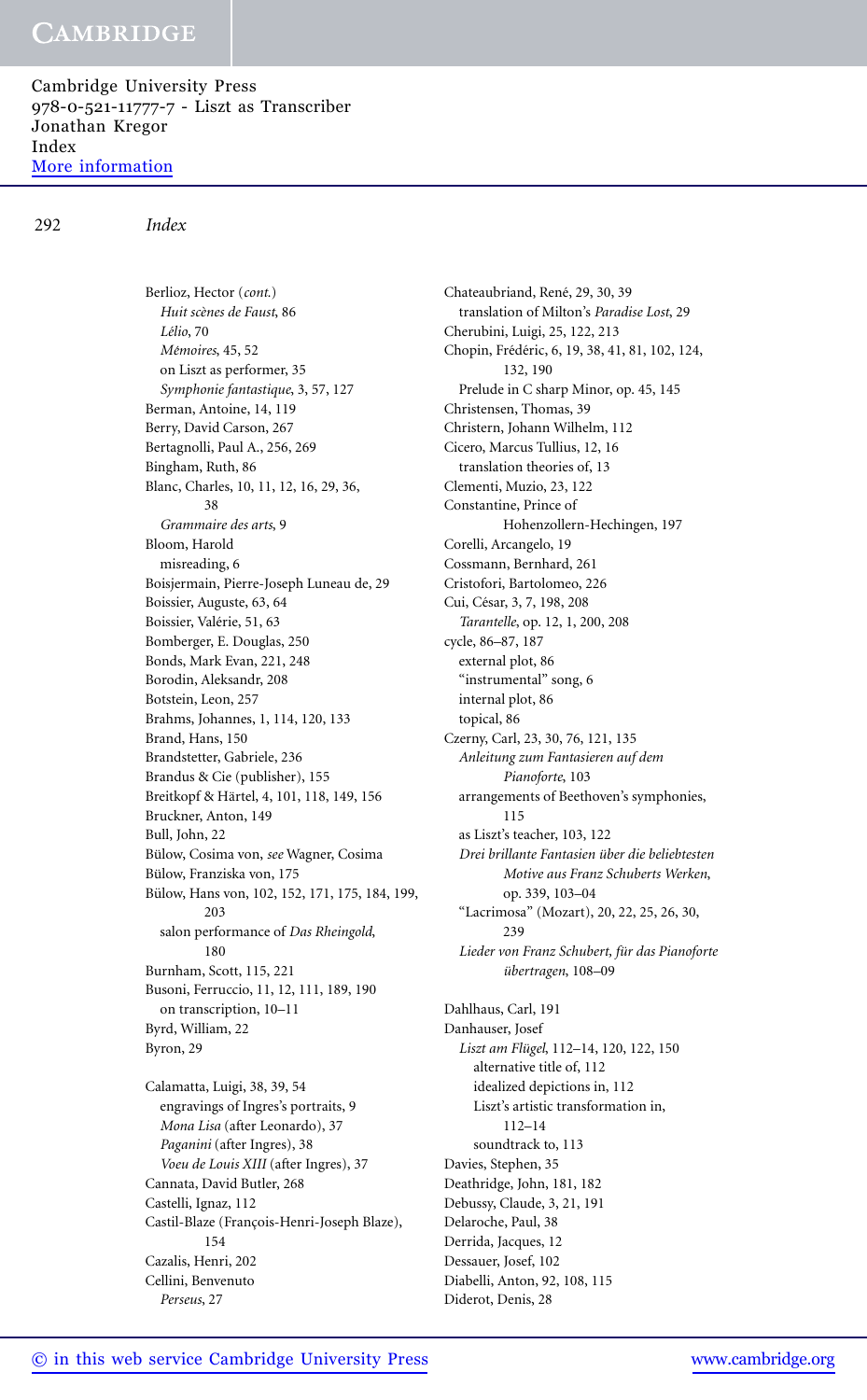Berlioz, Hector (*cont.*)
  *Huit scènes de Faust*, 86
  *Lélio*, 70
  *Mémoires*, 45, 52
  on Liszt as performer, 35
  *Symphonie fantastique*, 3, 57, 127
Berman, Antoine, 14, 119
Berry, David Carson, 267
Bertagnolli, Paul A., 256, 269
Bingham, Ruth, 86
Blanc, Charles, 10, 11, 12, 16, 29, 36, 38
  *Grammaire des arts*, 9
Bloom, Harold
  misreading, 6
Boisjermain, Pierre-Joseph Luneau de, 29
Boissier, Auguste, 63, 64
Boissier, Valérie, 51, 63
Bomberger, E. Douglas, 250
Bonds, Mark Evan, 221, 248
Borodin, Aleksandr, 208
Botstein, Leon, 257
Brahms, Johannes, 1, 114, 120, 133
Brand, Hans, 150
Brandstetter, Gabriele, 236
Brandus & Cie (publisher), 155
Breitkopf & Härtel, 4, 101, 118, 149, 156
Bruckner, Anton, 149
Bull, John, 22
Bülow, Cosima von, *see* Wagner, Cosima
Bülow, Franziska von, 175
Bülow, Hans von, 102, 152, 171, 175, 184, 199, 203
  salon performance of *Das Rheingold*, 180
Burnham, Scott, 115, 221
Busoni, Ferruccio, 11, 12, 111, 189, 190
  on transcription, 10–11
Byrd, William, 22
Byron, 29

Calamatta, Luigi, 38, 39, 54
  engravings of Ingres's portraits, 9
  *Mona Lisa* (after Leonardo), 37
  *Paganini* (after Ingres), 38
  *Voeu de Louis XIII* (after Ingres), 37
Cannata, David Butler, 268
Castelli, Ignaz, 112
Castil-Blaze (François-Henri-Joseph Blaze), 154
Cazalis, Henri, 202
Cellini, Benvenuto
  *Perseus*, 27
Chateaubriand, René, 29, 30, 39
  translation of Milton's *Paradise Lost*, 29
Cherubini, Luigi, 25, 122, 213
Chopin, Frédéric, 6, 19, 38, 41, 81, 102, 124, 132, 190
  Prelude in C sharp Minor, op. 45, 145
Christensen, Thomas, 39
Christern, Johann Wilhelm, 112
Cicero, Marcus Tullius, 12, 16
  translation theories of, 13
Clementi, Muzio, 23, 122
Constantine, Prince of Hohenzollern-Hechingen, 197
Corelli, Arcangelo, 19
Cossmann, Bernhard, 261
Cristofori, Bartolomeo, 226
Cui, César, 3, 7, 198, 208
  *Tarantelle*, op. 12, 1, 200, 208
cycle, 86–87, 187
  external plot, 86
  "instrumental" song, 6
  internal plot, 86
  topical, 86
Czerny, Carl, 23, 30, 76, 121, 135
  *Anleitung zum Fantasieren auf dem Pianoforte*, 103
  arrangements of Beethoven's symphonies, 115
  as Liszt's teacher, 103, 122
  *Drei brillante Fantasien über die beliebtesten Motive aus Franz Schuberts Werken*, op. 339, 103–04
  "Lacrimosa" (Mozart), 20, 22, 25, 26, 30, 239
  *Lieder von Franz Schubert, für das Pianoforte übertragen*, 108–09

Dahlhaus, Carl, 191
Danhauser, Josef
  *Liszt am Flügel*, 112–14, 120, 122, 150
    alternative title of, 112
    idealized depictions in, 112
    Liszt's artistic transformation in, 112–14
    soundtrack to, 113
Davies, Stephen, 35
Deathridge, John, 181, 182
Debussy, Claude, 3, 21, 191
Delaroche, Paul, 38
Derrida, Jacques, 12
Dessauer, Josef, 102
Diabelli, Anton, 92, 108, 115
Diderot, Denis, 28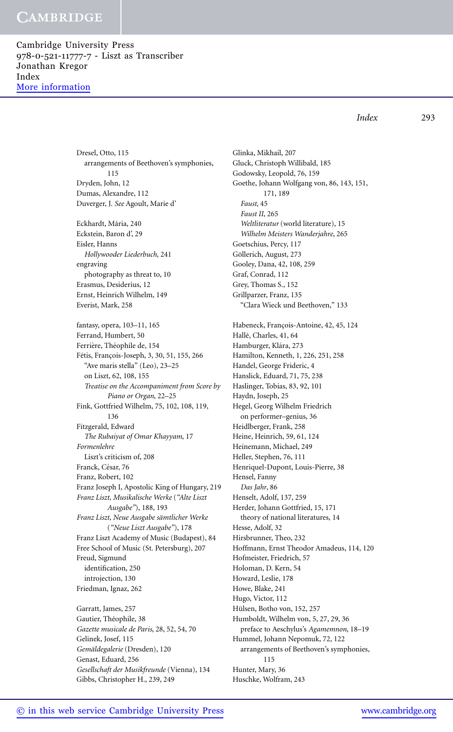Dresel, Otto, 115
  arrangements of Beethoven's symphonies, 115
Dryden, John, 12
Dumas, Alexandre, 112
Duverger, J. *See* Agoult, Marie d'

Eckhardt, Mária, 240
Eckstein, Baron d', 29
Eisler, Hanns
  *Hollywooder Liederbuch*, 241
engraving
  photography as threat to, 10
Erasmus, Desiderius, 12
Ernst, Heinrich Wilhelm, 149
Everist, Mark, 258

fantasy, opera, 103–11, 165
Ferrand, Humbert, 50
Ferrière, Théophile de, 154
Fétis, François-Joseph, 3, 30, 51, 155, 266
  "Ave maris stella" (Leo), 23–25
  on Liszt, 62, 108, 155
  *Treatise on the Accompaniment from Score by Piano or Organ*, 22–25
Fink, Gottfried Wilhelm, 75, 102, 108, 119, 136
Fitzgerald, Edward
  *The Rubaiyat of Omar Khayyam*, 17
*Formenlehre*
  Liszt's criticism of, 208
Franck, César, 76
Franz, Robert, 102
Franz Joseph I, Apostolic King of Hungary, 219
*Franz Liszt, Musikalische Werke* (*"Alte Liszt Ausgabe"*), 188, 193
*Franz Liszt, Neue Ausgabe sämtlicher Werke* (*"Neue Liszt Ausgabe"*), 178
Franz Liszt Academy of Music (Budapest), 84
Free School of Music (St. Petersburg), 207
Freud, Sigmund
  identification, 250
  introjection, 130
Friedman, Ignaz, 262

Garratt, James, 257
Gautier, Théophile, 38
*Gazette musicale de Paris*, 28, 52, 54, 70
Gelinek, Josef, 115
*Gemäldegalerie* (Dresden), 120
Genast, Eduard, 256
*Gesellschaft der Musikfreunde* (Vienna), 134
Gibbs, Christopher H., 239, 249
Glinka, Mikhail, 207
Gluck, Christoph Willibald, 185
Godowsky, Leopold, 76, 159
Goethe, Johann Wolfgang von, 86, 143, 151, 171, 189
  *Faust*, 45
  *Faust II*, 265
  *Weltliteratur* (world literature), 15
  *Wilhelm Meisters Wanderjahre*, 265
Goetschius, Percy, 117
Göllerich, August, 273
Gooley, Dana, 42, 108, 259
Graf, Conrad, 112
Grey, Thomas S., 152
Grillparzer, Franz, 135
  "Clara Wieck und Beethoven," 133

Habeneck, François-Antoine, 42, 45, 124
Hallé, Charles, 41, 64
Hamburger, Klára, 273
Hamilton, Kenneth, 1, 226, 251, 258
Handel, George Frideric, 4
Hanslick, Eduard, 71, 75, 238
Haslinger, Tobias, 83, 92, 101
Haydn, Joseph, 25
Hegel, Georg Wilhelm Friedrich
  on performer–genius, 36
Heidlberger, Frank, 258
Heine, Heinrich, 59, 61, 124
Heinemann, Michael, 249
Heller, Stephen, 76, 111
Henriquel-Dupont, Louis-Pierre, 38
Hensel, Fanny
  *Das Jahr*, 86
Henselt, Adolf, 137, 259
Herder, Johann Gottfried, 15, 171
  theory of national literatures, 14
Hesse, Adolf, 32
Hirsbrunner, Theo, 232
Hoffmann, Ernst Theodor Amadeus, 114, 120
Hofmeister, Friedrich, 57
Holoman, D. Kern, 54
Howard, Leslie, 178
Howe, Blake, 241
Hugo, Victor, 112
Hülsen, Botho von, 152, 257
Humboldt, Wilhelm von, 5, 27, 29, 36
  preface to Aeschylus's *Agamemnon*, 18–19
Hummel, Johann Nepomuk, 72, 122
  arrangements of Beethoven's symphonies, 115
Hunter, Mary, 36
Huschke, Wolfram, 243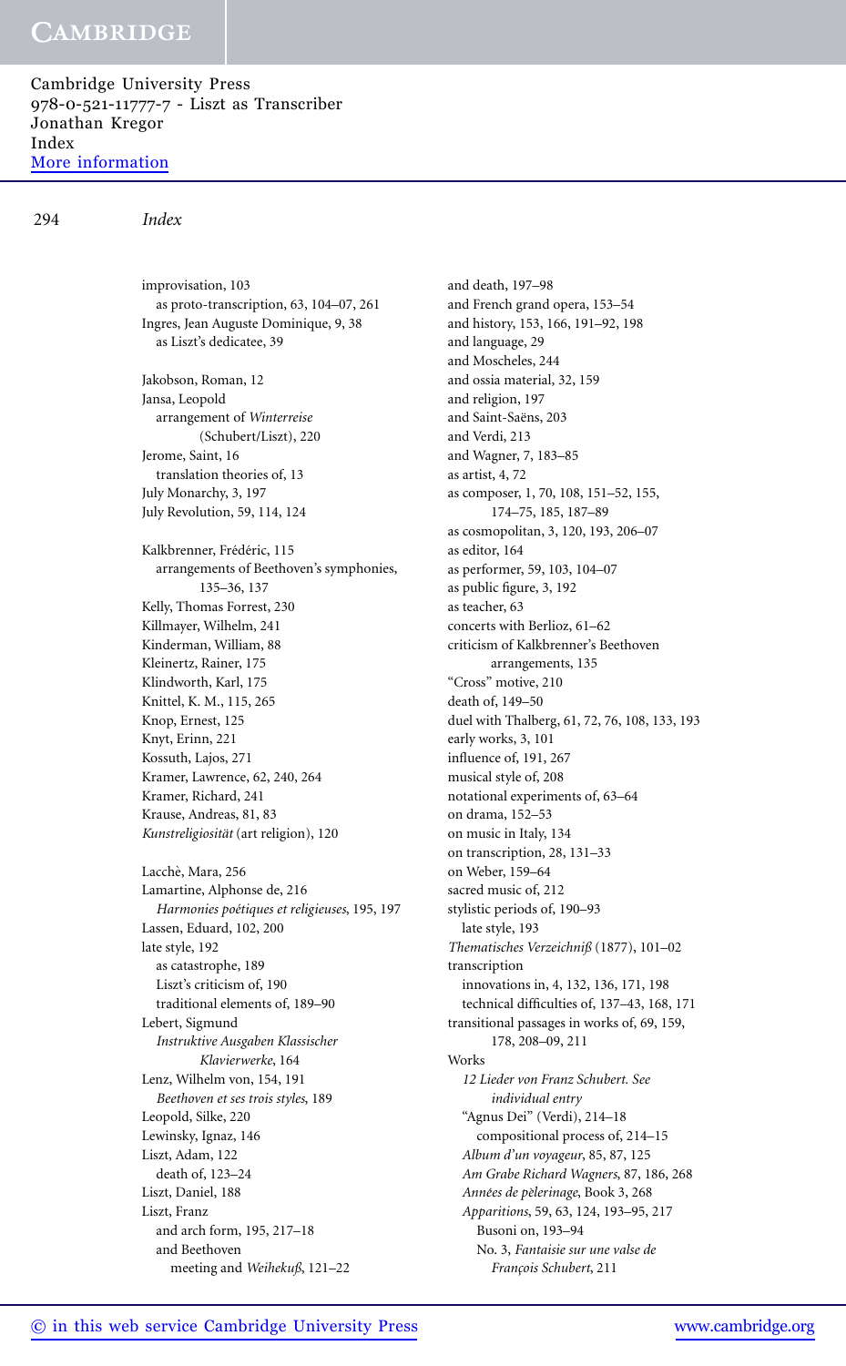improvision, 103
  as proto-transcription, 63, 104–07, 261
Ingres, Jean Auguste Dominique, 9, 38
  as Liszt's dedicatee, 39

Jakobson, Roman, 12
Jansa, Leopold
  arrangement of *Winterreise* (Schubert/Liszt), 220
Jerome, Saint, 16
  translation theories of, 13
July Monarchy, 3, 197
July Revolution, 59, 114, 124

Kalkbrenner, Frédéric, 115
  arrangements of Beethoven's symphonies, 135–36, 137
Kelly, Thomas Forrest, 230
Killmayer, Wilhelm, 241
Kinderman, William, 88
Kleinertz, Rainer, 175
Klindworth, Karl, 175
Knittel, K. M., 115, 265
Knop, Ernest, 125
Knyt, Erinn, 221
Kossuth, Lajos, 271
Kramer, Lawrence, 62, 240, 264
Kramer, Richard, 241
Krause, Andreas, 81, 83
*Kunstreligiosität* (art religion), 120

Lacchè, Mara, 256
Lamartine, Alphonse de, 216
  *Harmonies poétiques et religieuses*, 195, 197
Lassen, Eduard, 102, 200
late style, 192
  as catastrophe, 189
  Liszt's criticism of, 190
  traditional elements of, 189–90
Lebert, Sigmund
  *Instruktive Ausgaben Klassischer Klavierwerke*, 164
Lenz, Wilhelm von, 154, 191
  *Beethoven et ses trois styles*, 189
Leopold, Silke, 220
Lewinsky, Ignaz, 146
Liszt, Adam, 122
  death of, 123–24
Liszt, Daniel, 188
Liszt, Franz
  and arch form, 195, 217–18
  and Beethoven
    meeting and *Weihekuß*, 121–22
  and death, 197–98
  and French grand opera, 153–54
  and history, 153, 166, 191–92, 198
  and language, 29
  and Moscheles, 244
  and ossia material, 32, 159
  and religion, 197
  and Saint-Saëns, 203
  and Verdi, 213
  and Wagner, 7, 183–85
  as artist, 4, 72
  as composer, 1, 70, 108, 151–52, 155, 174–75, 185, 187–89
  as cosmopolitan, 3, 120, 193, 206–07
  as editor, 164
  as performer, 59, 103, 104–07
  as public figure, 3, 192
  as teacher, 63
  concerts with Berlioz, 61–62
  criticism of Kalkbrenner's Beethoven arrangements, 135
  "Cross" motive, 210
  death of, 149–50
  duel with Thalberg, 61, 72, 76, 108, 133, 193
  early works, 3, 101
  influence of, 191, 267
  musical style of, 208
  notational experiments of, 63–64
  on drama, 152–53
  on music in Italy, 134
  on transcription, 28, 131–33
  on Weber, 159–64
  sacred music of, 212
  stylistic periods of, 190–93
    late style, 193
  *Thematisches Verzeichniß* (1877), 101–02
  transcription
    innovations in, 4, 132, 136, 171, 198
    technical difficulties of, 137–43, 168, 171
  transitional passages in works of, 69, 159, 178, 208–09, 211
  Works
    *12 Lieder von Franz Schubert. See individual entry*
    "Agnus Dei" (Verdi), 214–18
      compositional process of, 214–15
    *Album d'un voyageur*, 85, 87, 125
    *Am Grabe Richard Wagners*, 87, 186, 268
    *Années de pèlerinage*, Book 3, 268
    *Apparitions*, 59, 63, 124, 193–95, 217
      Busoni on, 193–94
      No. 3, *Fantaisie sur une valse de François Schubert*, 211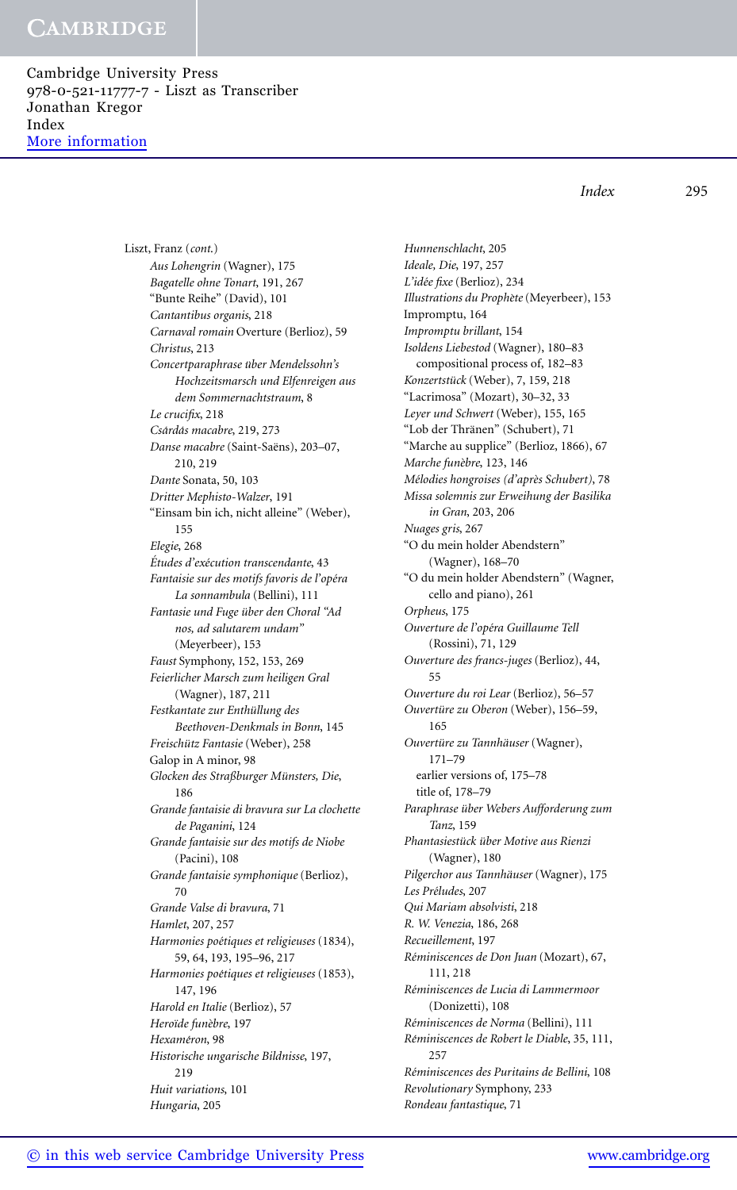Liszt, Franz (*cont.*)

*Aus Lohengrin* (Wagner), 175
*Bagatelle ohne Tonart*, 191, 267
"Bunte Reihe" (David), 101
*Cantantibus organis*, 218
*Carnaval romain* Overture (Berlioz), 59
*Christus*, 213
*Concertparaphrase über Mendelssohn's Hochzeitsmarsch und Elfenreigen aus dem Sommernachtstraum*, 8
*Le crucifix*, 218
*Csárdás macabre*, 219, 273
*Danse macabre* (Saint-Saëns), 203–07, 210, 219
*Dante* Sonata, 50, 103
*Dritter Mephisto-Walzer*, 191
"Einsam bin ich, nicht alleine" (Weber), 155
*Elegie*, 268
*Études d'exécution transcendante*, 43
*Fantaisie sur des motifs favoris de l'opéra La sonnambula* (Bellini), 111
*Fantasie und Fuge über den Choral "Ad nos, ad salutarem undam"* (Meyerbeer), 153
*Faust* Symphony, 152, 153, 269
*Feierlicher Marsch zum heiligen Gral* (Wagner), 187, 211
*Festkantate zur Enthüllung des Beethoven-Denkmals in Bonn*, 145
*Freischütz Fantasie* (Weber), 258
Galop in A minor, 98
*Glocken des Straßburger Münsters, Die*, 186
*Grande fantaisie di bravura sur La clochette de Paganini*, 124
*Grande fantaisie sur des motifs de Niobe* (Pacini), 108
*Grande fantaisie symphonique* (Berlioz), 70
*Grande Valse di bravura*, 71
*Hamlet*, 207, 257
*Harmonies poétiques et religieuses* (1834), 59, 64, 193, 195–96, 217
*Harmonies poétiques et religieuses* (1853), 147, 196
*Harold en Italie* (Berlioz), 57
*Heroïde funèbre*, 197
*Hexaméron*, 98
*Historische ungarische Bildnisse*, 197, 219
*Huit variations*, 101
*Hungaria*, 205
*Hunnenschlacht*, 205
*Ideale, Die*, 197, 257
*L'idée fixe* (Berlioz), 234
*Illustrations du Prophète* (Meyerbeer), 153
Impromptu, 164
*Impromptu brillant*, 154
*Isoldens Liebestod* (Wagner), 180–83
  compositional process of, 182–83
*Konzertstück* (Weber), 7, 159, 218
"Lacrimosa" (Mozart), 30–32, 33
*Leyer und Schwert* (Weber), 155, 165
"Lob der Thränen" (Schubert), 71
"Marche au supplice" (Berlioz, 1866), 67
*Marche funèbre*, 123, 146
*Mélodies hongroises (d'après Schubert)*, 78
*Missa solemnis zur Erweihung der Basilika in Gran*, 203, 206
*Nuages gris*, 267
"O du mein holder Abendstern" (Wagner), 168–70
"O du mein holder Abendstern" (Wagner, cello and piano), 261
*Orpheus*, 175
*Ouverture de l'opéra Guillaume Tell* (Rossini), 71, 129
*Ouverture des francs-juges* (Berlioz), 44, 55
*Ouverture du roi Lear* (Berlioz), 56–57
*Ouvertüre zu Oberon* (Weber), 156–59, 165
*Ouvertüre zu Tannhäuser* (Wagner), 171–79
  earlier versions of, 175–78
  title of, 178–79
*Paraphrase über Webers Aufforderung zum Tanz*, 159
*Phantasiestück über Motive aus Rienzi* (Wagner), 180
*Pilgerchor aus Tannhäuser* (Wagner), 175
*Les Préludes*, 207
*Qui Mariam absolvisti*, 218
*R. W. Venezia*, 186, 268
*Recueillement*, 197
*Réminiscences de Don Juan* (Mozart), 67, 111, 218
*Réminiscences de Lucia di Lammermoor* (Donizetti), 108
*Réminiscences de Norma* (Bellini), 111
*Réminiscences de Robert le Diable*, 35, 111, 257
*Réminiscences des Puritains de Bellini*, 108
*Revolutionary* Symphony, 233
*Rondeau fantastique*, 71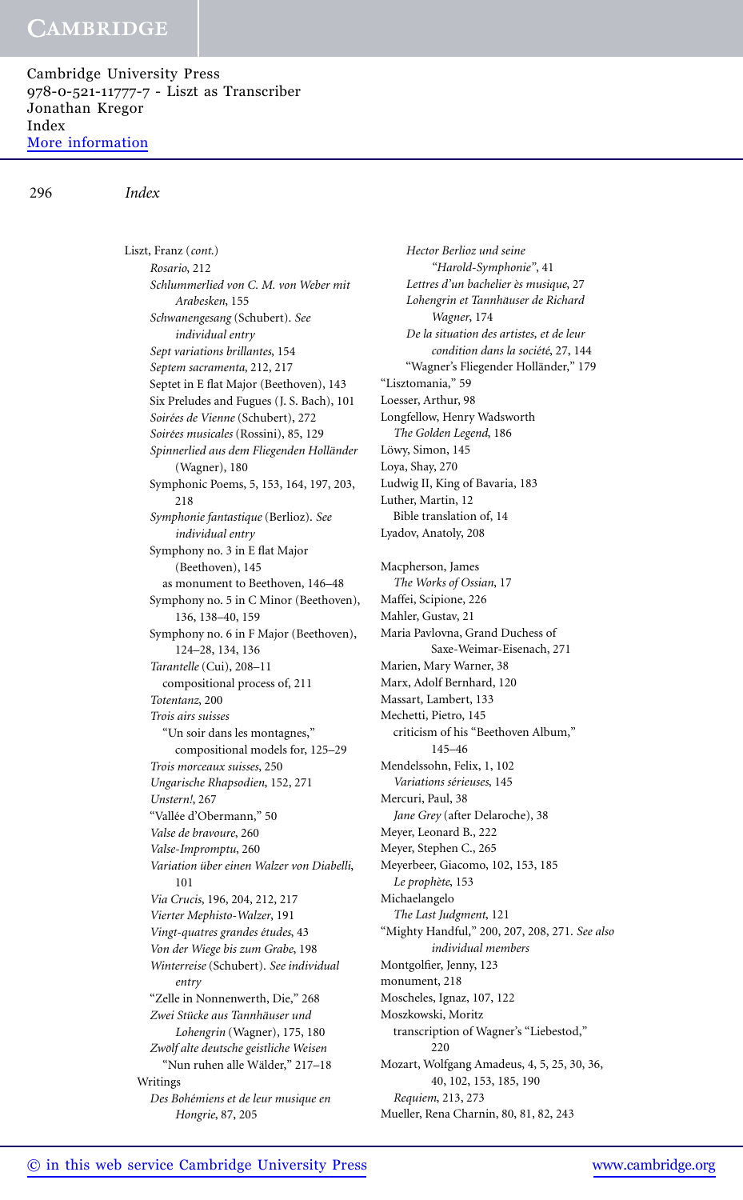Liszt, Franz (*cont.*)
- *Rosario*, 212
- *Schlummerlied von C. M. von Weber mit Arabesken*, 155
- *Schwanengesang* (Schubert). *See individual entry*
- *Sept variations brillantes*, 154
- *Septem sacramenta*, 212, 217
- Septet in E flat Major (Beethoven), 143
- Six Preludes and Fugues (J. S. Bach), 101
- *Soirées de Vienne* (Schubert), 272
- *Soirées musicales* (Rossini), 85, 129
- *Spinnerlied aus dem Fliegenden Holländer* (Wagner), 180
- Symphonic Poems, 5, 153, 164, 197, 203, 218
- *Symphonie fantastique* (Berlioz). *See individual entry*
- Symphony no. 3 in E flat Major (Beethoven), 145
  - as monument to Beethoven, 146–48
- Symphony no. 5 in C Minor (Beethoven), 136, 138–40, 159
- Symphony no. 6 in F Major (Beethoven), 124–28, 134, 136
- *Tarantelle* (Cui), 208–11
  - compositional process of, 211
- *Totentanz*, 200
- *Trois airs suisses*
  - "Un soir dans les montagnes," compositional models for, 125–29
- *Trois morceaux suisses*, 250
- *Ungarische Rhapsodien*, 152, 271
- *Unstern!*, 267
- "Vallée d'Obermann," 50
- *Valse de bravoure*, 260
- *Valse-Impromptu*, 260
- *Variation über einen Walzer von Diabelli*, 101
- *Via Crucis*, 196, 204, 212, 217
- *Vierter Mephisto-Walzer*, 191
- *Vingt-quatres grandes études*, 43
- *Von der Wiege bis zum Grabe*, 198
- *Winterreise* (Schubert). *See individual entry*
- "Zelle in Nonnenwerth, Die," 268
- *Zwei Stücke aus Tannhäuser und Lohengrin* (Wagner), 175, 180
- *Zwölf alte deutsche geistliche Weisen*
  - "Nun ruhen alle Wälder," 217–18

Writings
- *Des Bohémiens et de leur musique en Hongrie*, 87, 205
- *Hector Berlioz und seine "Harold-Symphonie"*, 41
- *Lettres d'un bachelier ès musique*, 27
- *Lohengrin et Tannhäuser de Richard Wagner*, 174
- *De la situation des artistes, et de leur condition dans la société*, 27, 144
- "Wagner's Fliegender Holländer," 179

"Lisztomania," 59
Loesser, Arthur, 98
Longfellow, Henry Wadsworth
- *The Golden Legend*, 186

Löwy, Simon, 145
Loya, Shay, 270
Ludwig II, King of Bavaria, 183
Luther, Martin, 12
- Bible translation of, 14

Lyadov, Anatoly, 208

Macpherson, James
- *The Works of Ossian*, 17

Maffei, Scipione, 226
Mahler, Gustav, 21
Maria Pavlovna, Grand Duchess of Saxe-Weimar-Eisenach, 271
Marien, Mary Warner, 38
Marx, Adolf Bernhard, 120
Massart, Lambert, 133
Mechetti, Pietro, 145
- criticism of his "Beethoven Album," 145–46

Mendelssohn, Felix, 1, 102
- *Variations sérieuses*, 145

Mercuri, Paul, 38
- *Jane Grey* (after Delaroche), 38

Meyer, Leonard B., 222
Meyer, Stephen C., 265
Meyerbeer, Giacomo, 102, 153, 185
- *Le prophète*, 153

Michaelangelo
- *The Last Judgment*, 121

"Mighty Handful," 200, 207, 208, 271. *See also individual members*
Montgolfier, Jenny, 123
monument, 218
Moscheles, Ignaz, 107, 122
Moszkowski, Moritz
- transcription of Wagner's "Liebestod," 220

Mozart, Wolfgang Amadeus, 4, 5, 25, 30, 36, 40, 102, 153, 185, 190
- *Requiem*, 213, 273

Mueller, Rena Charnin, 80, 81, 82, 243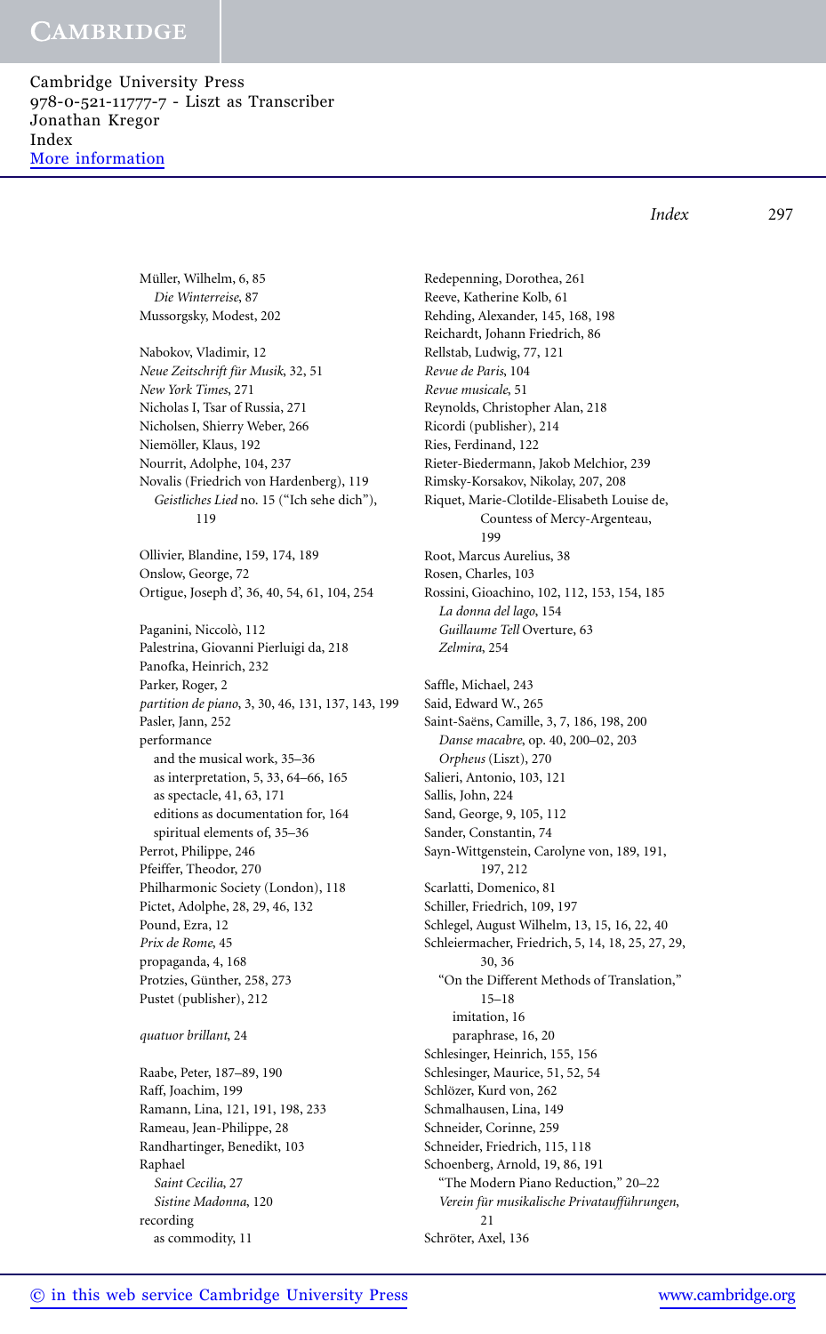Müller, Wilhelm, 6, 85
  *Die Winterreise*, 87
Mussorgsky, Modest, 202

Nabokov, Vladimir, 12
*Neue Zeitschrift für Musik*, 32, 51
*New York Times*, 271
Nicholas I, Tsar of Russia, 271
Nicholsen, Shierry Weber, 266
Niemöller, Klaus, 192
Nourrit, Adolphe, 104, 237
Novalis (Friedrich von Hardenberg), 119
  *Geistliches Lied* no. 15 ("Ich sehe dich"), 119

Ollivier, Blandine, 159, 174, 189
Onslow, George, 72
Ortigue, Joseph d', 36, 40, 54, 61, 104, 254

Paganini, Niccolò, 112
Palestrina, Giovanni Pierluigi da, 218
Panofka, Heinrich, 232
Parker, Roger, 2
*partition de piano*, 3, 30, 46, 131, 137, 143, 199
Pasler, Jann, 252
performance
  and the musical work, 35–36
  as interpretation, 5, 33, 64–66, 165
  as spectacle, 41, 63, 171
  editions as documentation for, 164
  spiritual elements of, 35–36
Perrot, Philippe, 246
Pfeiffer, Theodor, 270
Philharmonic Society (London), 118
Pictet, Adolphe, 28, 29, 46, 132
Pound, Ezra, 12
*Prix de Rome*, 45
propaganda, 4, 168
Protzies, Günther, 258, 273
Pustet (publisher), 212

*quatuor brillant*, 24

Raabe, Peter, 187–89, 190
Raff, Joachim, 199
Ramann, Lina, 121, 191, 198, 233
Rameau, Jean-Philippe, 28
Randhartinger, Benedikt, 103
Raphael
  *Saint Cecilia*, 27
  *Sistine Madonna*, 120
recording
  as commodity, 11

Redepenning, Dorothea, 261
Reeve, Katherine Kolb, 61
Rehding, Alexander, 145, 168, 198
Reichardt, Johann Friedrich, 86
Rellstab, Ludwig, 77, 121
*Revue de Paris*, 104
*Revue musicale*, 51
Reynolds, Christopher Alan, 218
Ricordi (publisher), 214
Ries, Ferdinand, 122
Rieter-Biedermann, Jakob Melchior, 239
Rimsky-Korsakov, Nikolay, 207, 208
Riquet, Marie-Clotilde-Elisabeth Louise de, Countess of Mercy-Argenteau, 199
Root, Marcus Aurelius, 38
Rosen, Charles, 103
Rossini, Gioachino, 102, 112, 153, 154, 185
  *La donna del lago*, 154
  *Guillaume Tell* Overture, 63
  *Zelmira*, 254

Saffle, Michael, 243
Said, Edward W., 265
Saint-Saëns, Camille, 3, 7, 186, 198, 200
  *Danse macabre*, op. 40, 200–02, 203
  *Orpheus* (Liszt), 270
Salieri, Antonio, 103, 121
Sallis, John, 224
Sand, George, 9, 105, 112
Sander, Constantin, 74
Sayn-Wittgenstein, Carolyne von, 189, 191, 197, 212
Scarlatti, Domenico, 81
Schiller, Friedrich, 109, 197
Schlegel, August Wilhelm, 13, 15, 16, 22, 40
Schleiermacher, Friedrich, 5, 14, 18, 25, 27, 29, 30, 36
  "On the Different Methods of Translation," 15–18
    imitation, 16
    paraphrase, 16, 20
Schlesinger, Heinrich, 155, 156
Schlesinger, Maurice, 51, 52, 54
Schlözer, Kurd von, 262
Schmalhausen, Lina, 149
Schneider, Corinne, 259
Schneider, Friedrich, 115, 118
Schoenberg, Arnold, 19, 86, 191
  "The Modern Piano Reduction," 20–22
  *Verein für musikalische Privataufführungen*, 21
Schröter, Axel, 136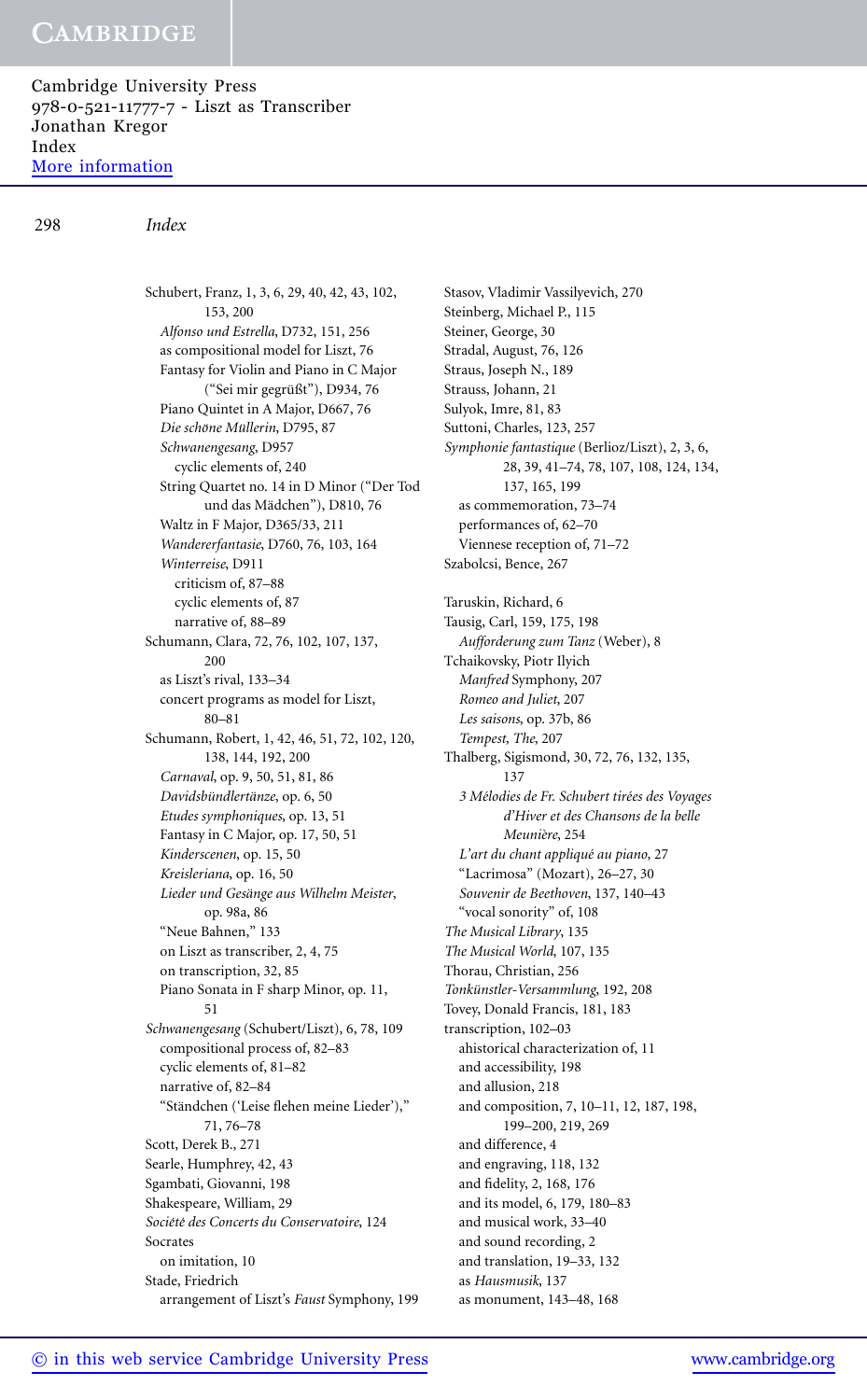Schubert, Franz, 1, 3, 6, 29, 40, 42, 43, 102, 153, 200
- *Alfonso und Estrella*, D732, 151, 256
- as compositional model for Liszt, 76
- Fantasy for Violin and Piano in C Major ("Sei mir gegrüßt"), D934, 76
- Piano Quintet in A Major, D667, 76
- *Die schöne Müllerin*, D795, 87
- *Schwanengesang*, D957
  - cyclic elements of, 240
- String Quartet no. 14 in D Minor ("Der Tod und das Mädchen"), D810, 76
- Waltz in F Major, D365/33, 211
- *Wandererfantasie*, D760, 76, 103, 164
- *Winterreise*, D911
  - criticism of, 87–88
  - cyclic elements of, 87
  - narrative of, 88–89

Schumann, Clara, 72, 76, 102, 107, 137, 200
- as Liszt's rival, 133–34
- concert programs as model for Liszt, 80–81

Schumann, Robert, 1, 42, 46, 51, 72, 102, 120, 138, 144, 192, 200
- *Carnaval*, op. 9, 50, 51, 81, 86
- *Davidsbündlertänze*, op. 6, 50
- *Etudes symphoniques*, op. 13, 51
- Fantasy in C Major, op. 17, 50, 51
- *Kinderscenen*, op. 15, 50
- *Kreisleriana*, op. 16, 50
- *Lieder und Gesänge aus Wilhelm Meister*, op. 98a, 86
- "Neue Bahnen," 133
- on Liszt as transcriber, 2, 4, 75
- on transcription, 32, 85
- Piano Sonata in F sharp Minor, op. 11, 51

*Schwanengesang* (Schubert/Liszt), 6, 78, 109
- compositional process of, 82–83
- cyclic elements of, 81–82
- narrative of, 82–84
- "Ständchen ('Leise flehen meine Lieder')," 71, 76–78

Scott, Derek B., 271
Searle, Humphrey, 42, 43
Sgambati, Giovanni, 198
Shakespeare, William, 29
*Société des Concerts du Conservatoire*, 124
Socrates
- on imitation, 10

Stade, Friedrich
- arrangement of Liszt's *Faust* Symphony, 199

Stasov, Vladimir Vassilyevich, 270
Steinberg, Michael P., 115
Steiner, George, 30
Stradal, August, 76, 126
Straus, Joseph N., 189
Strauss, Johann, 21
Sulyok, Imre, 81, 83
Suttoni, Charles, 123, 257
*Symphonie fantastique* (Berlioz/Liszt), 2, 3, 6, 28, 39, 41–74, 78, 107, 108, 124, 134, 137, 165, 199
- as commemoration, 73–74
- performances of, 62–70
- Viennese reception of, 71–72

Szabolcsi, Bence, 267

Taruskin, Richard, 6
Tausig, Carl, 159, 175, 198
- *Aufforderung zum Tanz* (Weber), 8

Tchaikovsky, Piotr Ilyich
- *Manfred* Symphony, 207
- *Romeo and Juliet*, 207
- *Les saisons*, op. 37b, 86
- *Tempest, The*, 207

Thalberg, Sigismond, 30, 72, 76, 132, 135, 137
- *3 Mélodies de Fr. Schubert tirées des Voyages d'Hiver et des Chansons de la belle Meunière*, 254
- *L'art du chant appliqué au piano*, 27
- "Lacrimosa" (Mozart), 26–27, 30
- *Souvenir de Beethoven*, 137, 140–43
- "vocal sonority" of, 108

*The Musical Library*, 135
*The Musical World*, 107, 135
Thorau, Christian, 256
*Tonkünstler-Versammlung*, 192, 208
Tovey, Donald Francis, 181, 183
transcription, 102–03
- ahistorical characterization of, 11
- and accessibility, 198
- and allusion, 218
- and composition, 7, 10–11, 12, 187, 198, 199–200, 219, 269
- and difference, 4
- and engraving, 118, 132
- and fidelity, 2, 168, 176
- and its model, 6, 179, 180–83
- and musical work, 33–40
- and sound recording, 2
- and translation, 19–33, 132
- as *Hausmusik*, 137
- as monument, 143–48, 168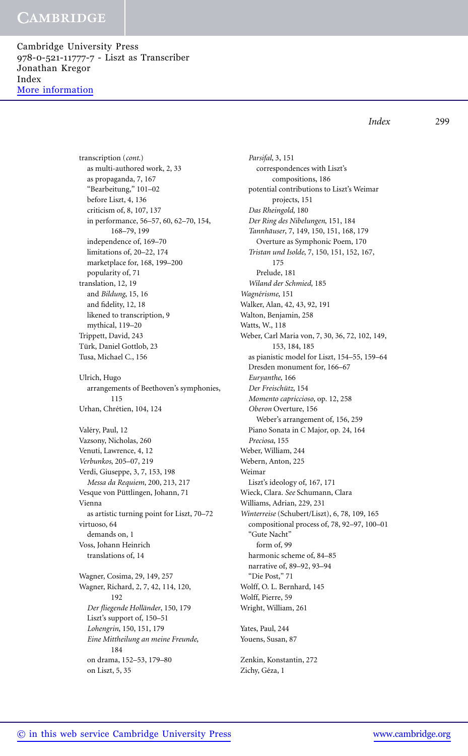transcription (*cont.*)
- as multi-authored work, 2, 33
- as propaganda, 7, 167
- "Bearbeitung," 101–02
- before Liszt, 4, 136
- criticism of, 8, 107, 137
- in performance, 56–57, 60, 62–70, 154, 168–79, 199
- independence of, 169–70
- limitations of, 20–22, 174
- marketplace for, 168, 199–200
- popularity of, 71

translation, 12, 19
- and *Bildung*, 15, 16
- and fidelity, 12, 18
- likened to transcription, 9
- mythical, 119–20

Trippett, David, 243
Türk, Daniel Gottlob, 23
Tusa, Michael C., 156

Ulrich, Hugo
- arrangements of Beethoven's symphonies, 115

Urhan, Chrétien, 104, 124

Valéry, Paul, 12
Vazsony, Nicholas, 260
Venuti, Lawrence, 4, 12
*Verbunkos*, 205–07, 219
Verdi, Giuseppe, 3, 7, 153, 198
- *Messa da Requiem*, 200, 213, 217

Vesque von Püttlingen, Johann, 71
Vienna
- as artistic turning point for Liszt, 70–72

virtuoso, 64
- demands on, 1

Voss, Johann Heinrich
- translations of, 14

Wagner, Cosima, 29, 149, 257
Wagner, Richard, 2, 7, 42, 114, 120, 192
- *Der fliegende Holländer*, 150, 179
- Liszt's support of, 150–51
- *Lohengrin*, 150, 151, 179
- *Eine Mittheilung an meine Freunde*, 184
- on drama, 152–53, 179–80
- on Liszt, 5, 35
- *Parsifal*, 3, 151
  - correspondences with Liszt's compositions, 186
- potential contributions to Liszt's Weimar projects, 151
- *Das Rheingold*, 180
- *Der Ring des Nibelungen*, 151, 184
- *Tannhäuser*, 7, 149, 150, 151, 168, 179
  - Overture as Symphonic Poem, 170
- *Tristan und Isolde*, 7, 150, 151, 152, 167, 175
  - Prelude, 181
- *Wiland der Schmied*, 185

*Wagnérisme*, 151
Walker, Alan, 42, 43, 92, 191
Walton, Benjamin, 258
Watts, W., 118
Weber, Carl Maria von, 7, 30, 36, 72, 102, 149, 153, 184, 185
- as pianistic model for Liszt, 154–55, 159–64
- Dresden monument for, 166–67
- *Euryanthe*, 166
- *Der Freischütz*, 154
- *Momento capriccioso*, op. 12, 258
- *Oberon* Overture, 156
  - Weber's arrangement of, 156, 259
- Piano Sonata in C Major, op. 24, 164
- *Preciosa*, 155

Weber, William, 244
Webern, Anton, 225
Weimar
- Liszt's ideology of, 167, 171

Wieck, Clara. *See* Schumann, Clara
Williams, Adrian, 229, 231
*Winterreise* (Schubert/Liszt), 6, 78, 109, 165
- compositional process of, 78, 92–97, 100–01
- "Gute Nacht"
  - form of, 99
- harmonic scheme of, 84–85
- narrative of, 89–92, 93–94
- "Die Post," 71

Wolff, O. L. Bernhard, 145
Wolff, Pierre, 59
Wright, William, 261

Yates, Paul, 244
Youens, Susan, 87

Zenkin, Konstantin, 272
Zichy, Géza, 1